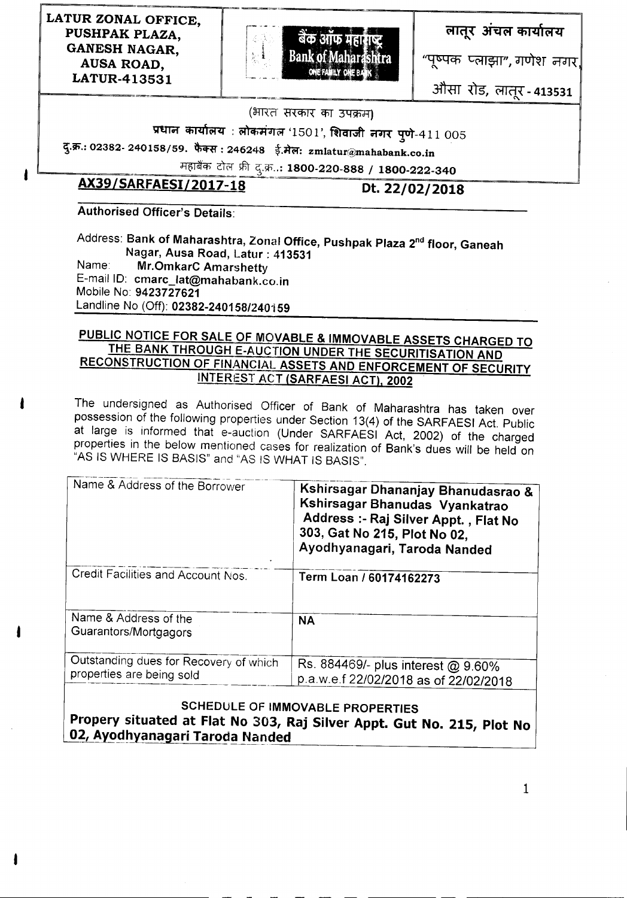| LATUR ZONAL OFFICE, PUSHPAK PLAZA, GANESH NAGAR, AUSA ROAD, LATUR-413531 | बैंक ऑफ महाराष्ट्र Bank of Maharashtra ONE FAMILY ONE BANK | लातूर अंचल कार्यालय "पूष्पक प्लाझा", गणेश नगर, औसा रोड, लातूर - 413531 |
|---|---|---|

(भारत सरकार का उपक्रम)

प्रधान कार्यालय : लोकमंगल '1501', शिवाजी नगर पुणे-411 005

दु.क्र.: 02382- 240158/59. फैक्स : 246248 ई.मेल: zmlatur@mahabank.co.in

महाबैंक टोल फ्री दु.क्र..: 1800-220-888 / 1800-222-340

**AX39/SARFAESI/2017-18** **Dt. 22/02/2018**

**Authorised Officer's Details:**

Address: **Bank of Maharashtra, Zonal Office, Pushpak Plaza 2nd floor, Ganeah Nagar, Ausa Road, Latur : 413531**
Name: **Mr.OmkarC Amarshetty**
E-mail ID: **cmarc_lat@mahabank.co.in**
Mobile No: **9423727621**
Landline No (Off): **02382-240158/240159**

## PUBLIC NOTICE FOR SALE OF MOVABLE & IMMOVABLE ASSETS CHARGED TO THE BANK THROUGH E-AUCTION UNDER THE SECURITISATION AND RECONSTRUCTION OF FINANCIAL ASSETS AND ENFORCEMENT OF SECURITY INTEREST ACT (SARFAESI ACT), 2002

The undersigned as Authorised Officer of Bank of Maharashtra has taken over possession of the following properties under Section 13(4) of the SARFAESI Act. Public at large is informed that e-auction (Under SARFAESI Act, 2002) of the charged properties in the below mentioned cases for realization of Bank's dues will be held on "AS IS WHERE IS BASIS" and "AS IS WHAT IS BASIS".

| Name & Address of the Borrower | **Kshirsagar Dhananjay Bhanudasrao & Kshirsagar Bhanudas Vyankatrao Address :- Raj Silver Appt. , Flat No 303, Gat No 215, Plot No 02, Ayodhyanagari, Taroda Nanded** |
|---|---|
| Credit Facilities and Account Nos. | **Term Loan / 60174162273** |
| Name & Address of the Guarantors/Mortgagors | **NA** |
| Outstanding dues for Recovery of which properties are being sold | Rs. 884469/- plus interest @ 9.60% p.a.w.e.f 22/02/2018 as of 22/02/2018 |
| **SCHEDULE OF IMMOVABLE PROPERTIES** **Propery situated at Flat No 303, Raj Silver Appt. Gut No. 215, Plot No 02, Ayodhyanagari Taroda Nanded** | |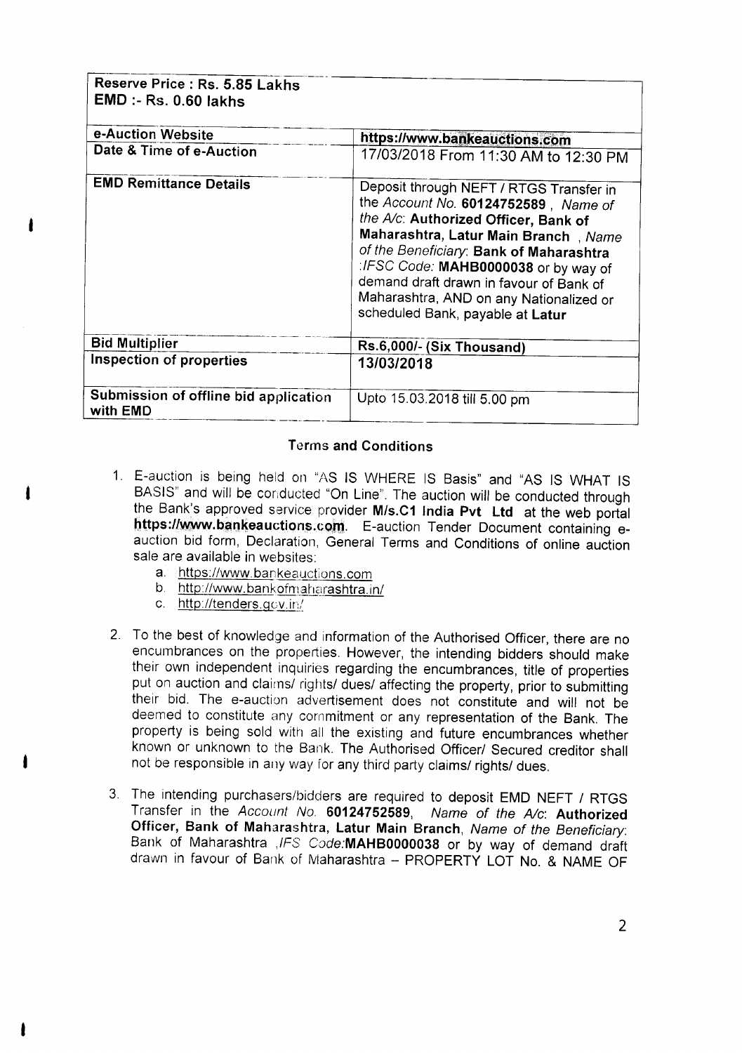| **Reserve Price : Rs. 5.85 Lakhs**<br>**EMD :- Rs. 0.60 lakhs** | |
|---|---|
| **e-Auction Website** | **https://www.bankeauctions.com** |
| **Date & Time of e-Auction** | 17/03/2018 From 11:30 AM to 12:30 PM |
| **EMD Remittance Details** | Deposit through NEFT / RTGS Transfer in the *Account No.* **60124752589** , *Name of the A/c*: **Authorized Officer, Bank of Maharashtra, Latur Main Branch** , *Name of the Beneficiary*: **Bank of Maharashtra** :*IFSC Code:* **MAHB0000038** or by way of demand draft drawn in favour of Bank of Maharashtra, AND on any Nationalized or scheduled Bank, payable at **Latur** |
| **Bid Multiplier** | **Rs.6,000/- (Six Thousand)** |
| **Inspection of properties** | **13/03/2018** |
| **Submission of offline bid application with EMD** | Upto 15.03.2018 till 5.00 pm |

## Terms and Conditions

1. E-auction is being held on "AS IS WHERE IS Basis" and "AS IS WHAT IS BASIS" and will be conducted "On Line". The auction will be conducted through the Bank's approved service provider **M/s.C1 India Pvt Ltd** at the web portal **https://www.bankeauctions.com**. E-auction Tender Document containing e-auction bid form, Declaration, General Terms and Conditions of online auction sale are available in websites:
   a. https://www.bankeauctions.com
   b. http://www.bankofmaharashtra.in/
   c. http://tenders.gov.in/

2. To the best of knowledge and information of the Authorised Officer, there are no encumbrances on the properties. However, the intending bidders should make their own independent inquiries regarding the encumbrances, title of properties put on auction and claims/ rights/ dues/ affecting the property, prior to submitting their bid. The e-auction advertisement does not constitute and will not be deemed to constitute any commitment or any representation of the Bank. The property is being sold with all the existing and future encumbrances whether known or unknown to the Bank. The Authorised Officer/ Secured creditor shall not be responsible in any way for any third party claims/ rights/ dues.

3. The intending purchasers/bidders are required to deposit EMD NEFT / RTGS Transfer in the *Account No.* **60124752589**, *Name of the A/c*: **Authorized Officer, Bank of Maharashtra, Latur Main Branch**, *Name of the Beneficiary*: Bank of Maharashtra ,*IFS Code:***MAHB0000038** or by way of demand draft drawn in favour of Bank of Maharashtra – PROPERTY LOT No. & NAME OF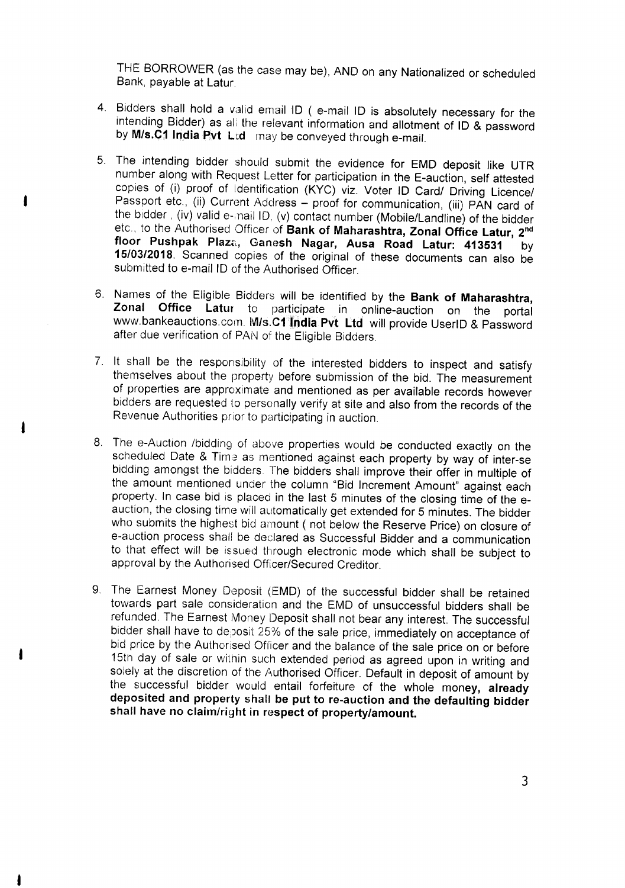THE BORROWER (as the case may be), AND on any Nationalized or scheduled Bank, payable at Latur.

4. Bidders shall hold a valid email ID ( e-mail ID is absolutely necessary for the intending Bidder) as all the relevant information and allotment of ID & password by **M/s.C1 India Pvt Ltd** may be conveyed through e-mail.

5. The intending bidder should submit the evidence for EMD deposit like UTR number along with Request Letter for participation in the E-auction, self attested copies of (i) proof of Identification (KYC) viz. Voter ID Card/ Driving Licence/ Passport etc., (ii) Current Address – proof for communication, (iii) PAN card of the bidder , (iv) valid e-mail ID, (v) contact number (Mobile/Landline) of the bidder etc., to the Authorised Officer of **Bank of Maharashtra, Zonal Office Latur, 2nd floor Pushpak Plaza, Ganesh Nagar, Ausa Road Latur: 413531** by **15/03/2018**. Scanned copies of the original of these documents can also be submitted to e-mail ID of the Authorised Officer.

6. Names of the Eligible Bidders will be identified by the **Bank of Maharashtra, Zonal Office Latur** to participate in online-auction on the portal www.bankeauctions.com. **M/s.C1 India Pvt Ltd** will provide UserID & Password after due verification of PAN of the Eligible Bidders.

7. It shall be the responsibility of the interested bidders to inspect and satisfy themselves about the property before submission of the bid. The measurement of properties are approximate and mentioned as per available records however bidders are requested to personally verify at site and also from the records of the Revenue Authorities prior to participating in auction.

8. The e-Auction /bidding of above properties would be conducted exactly on the scheduled Date & Time as mentioned against each property by way of inter-se bidding amongst the bidders. The bidders shall improve their offer in multiple of the amount mentioned under the column "Bid Increment Amount" against each property. In case bid is placed in the last 5 minutes of the closing time of the e-auction, the closing time will automatically get extended for 5 minutes. The bidder who submits the highest bid amount ( not below the Reserve Price) on closure of e-auction process shall be declared as Successful Bidder and a communication to that effect will be issued through electronic mode which shall be subject to approval by the Authorised Officer/Secured Creditor.

9. The Earnest Money Deposit (EMD) of the successful bidder shall be retained towards part sale consideration and the EMD of unsuccessful bidders shall be refunded. The Earnest Money Deposit shall not bear any interest. The successful bidder shall have to deposit 25% of the sale price, immediately on acceptance of bid price by the Authorised Officer and the balance of the sale price on or before 15th day of sale or within such extended period as agreed upon in writing and solely at the discretion of the Authorised Officer. Default in deposit of amount by the successful bidder would entail forfeiture of the whole money, **already deposited and property shall be put to re-auction and the defaulting bidder shall have no claim/right in respect of property/amount.**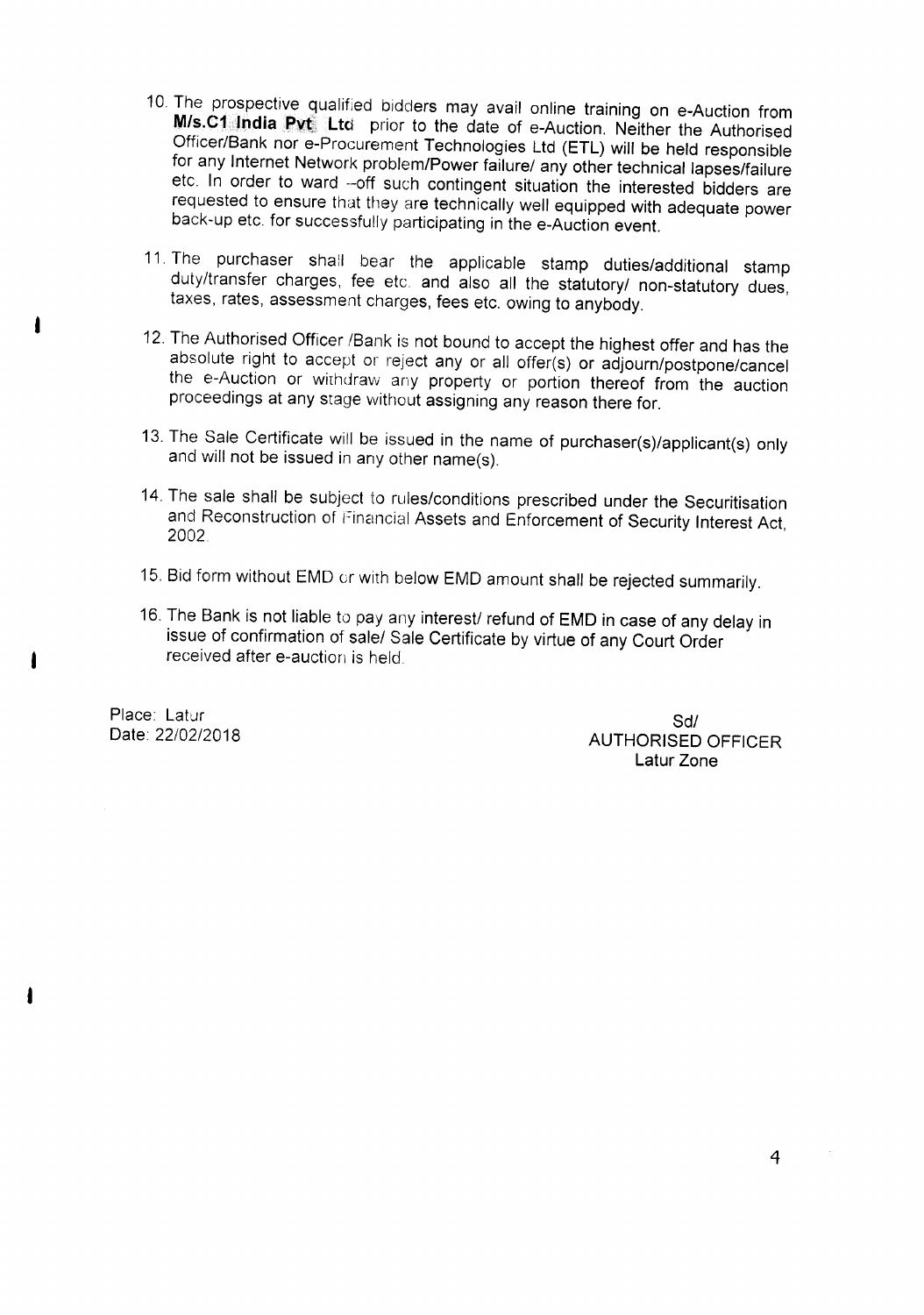10. The prospective qualified bidders may avail online training on e-Auction from **M/s.C1 India Pvt Ltd** prior to the date of e-Auction. Neither the Authorised Officer/Bank nor e-Procurement Technologies Ltd (ETL) will be held responsible for any Internet Network problem/Power failure/ any other technical lapses/failure etc. In order to ward –off such contingent situation the interested bidders are requested to ensure that they are technically well equipped with adequate power back-up etc. for successfully participating in the e-Auction event.

11. The purchaser shall bear the applicable stamp duties/additional stamp duty/transfer charges, fee etc. and also all the statutory/ non-statutory dues, taxes, rates, assessment charges, fees etc. owing to anybody.

12. The Authorised Officer /Bank is not bound to accept the highest offer and has the absolute right to accept or reject any or all offer(s) or adjourn/postpone/cancel the e-Auction or withdraw any property or portion thereof from the auction proceedings at any stage without assigning any reason there for.

13. The Sale Certificate will be issued in the name of purchaser(s)/applicant(s) only and will not be issued in any other name(s).

14. The sale shall be subject to rules/conditions prescribed under the Securitisation and Reconstruction of Financial Assets and Enforcement of Security Interest Act, 2002.

15. Bid form without EMD or with below EMD amount shall be rejected summarily.

16. The Bank is not liable to pay any interest/ refund of EMD in case of any delay in issue of confirmation of sale/ Sale Certificate by virtue of any Court Order received after e-auction is held.

Place: Latur
Date: 22/02/2018

Sd/
AUTHORISED OFFICER
Latur Zone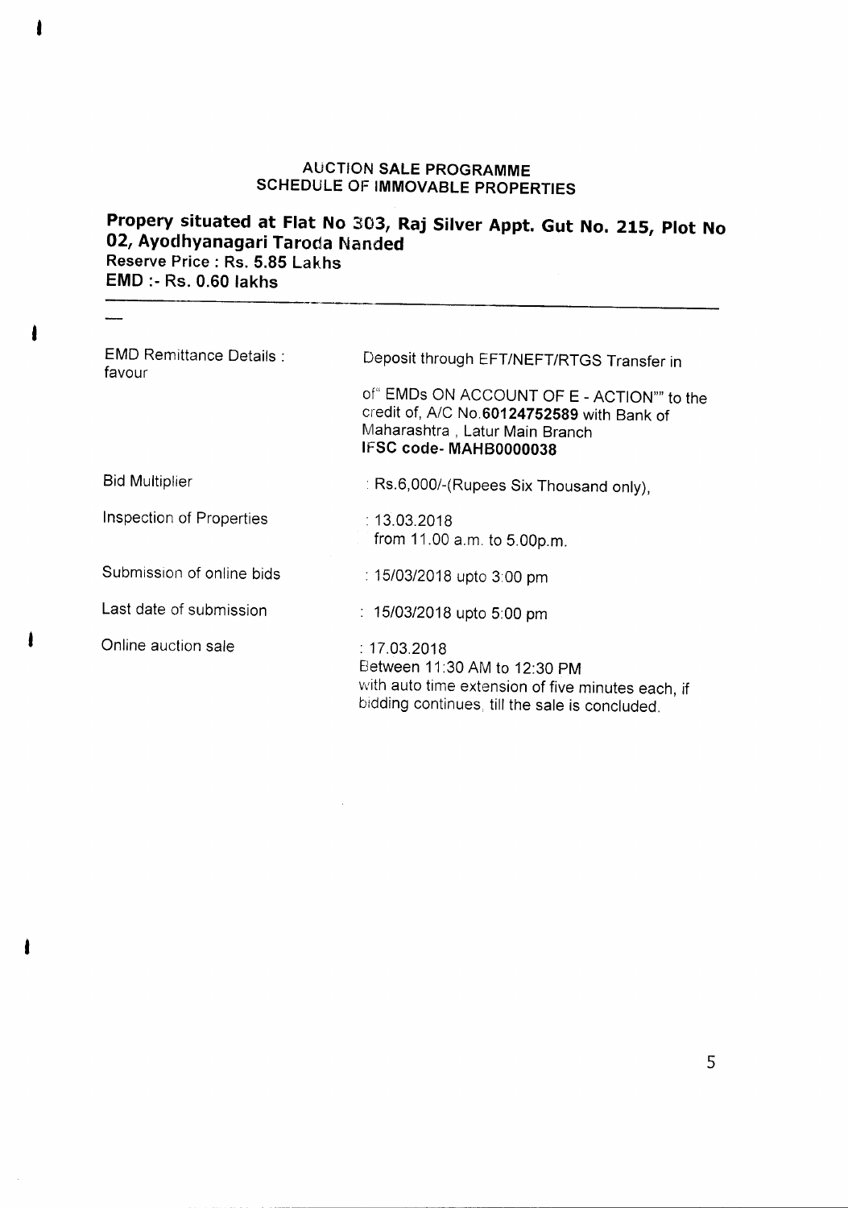## AUCTION SALE PROGRAMME
## SCHEDULE OF IMMOVABLE PROPERTIES

**Propery situated at Flat No 303, Raj Silver Appt. Gut No. 215, Plot No 02, Ayodhyanagari Taroda Nanded**
**Reserve Price : Rs. 5.85 Lakhs**
**EMD :- Rs. 0.60 lakhs**

---

| | |
|---|---|
| EMD Remittance Details : favour | Deposit through EFT/NEFT/RTGS Transfer in<br><br>of" EMDs ON ACCOUNT OF E - ACTION"" to the credit of, A/C No.**60124752589** with Bank of Maharashtra , Latur Main Branch<br>**IFSC code- MAHB0000038** |
| Bid Multiplier | : Rs.6,000/-(Rupees Six Thousand only), |
| Inspection of Properties | : 13.03.2018<br>from 11.00 a.m. to 5.00p.m. |
| Submission of online bids | : 15/03/2018 upto 3:00 pm |
| Last date of submission | : 15/03/2018 upto 5:00 pm |
| Online auction sale | : 17.03.2018<br>Between 11:30 AM to 12:30 PM<br>with auto time extension of five minutes each, if bidding continues, till the sale is concluded. |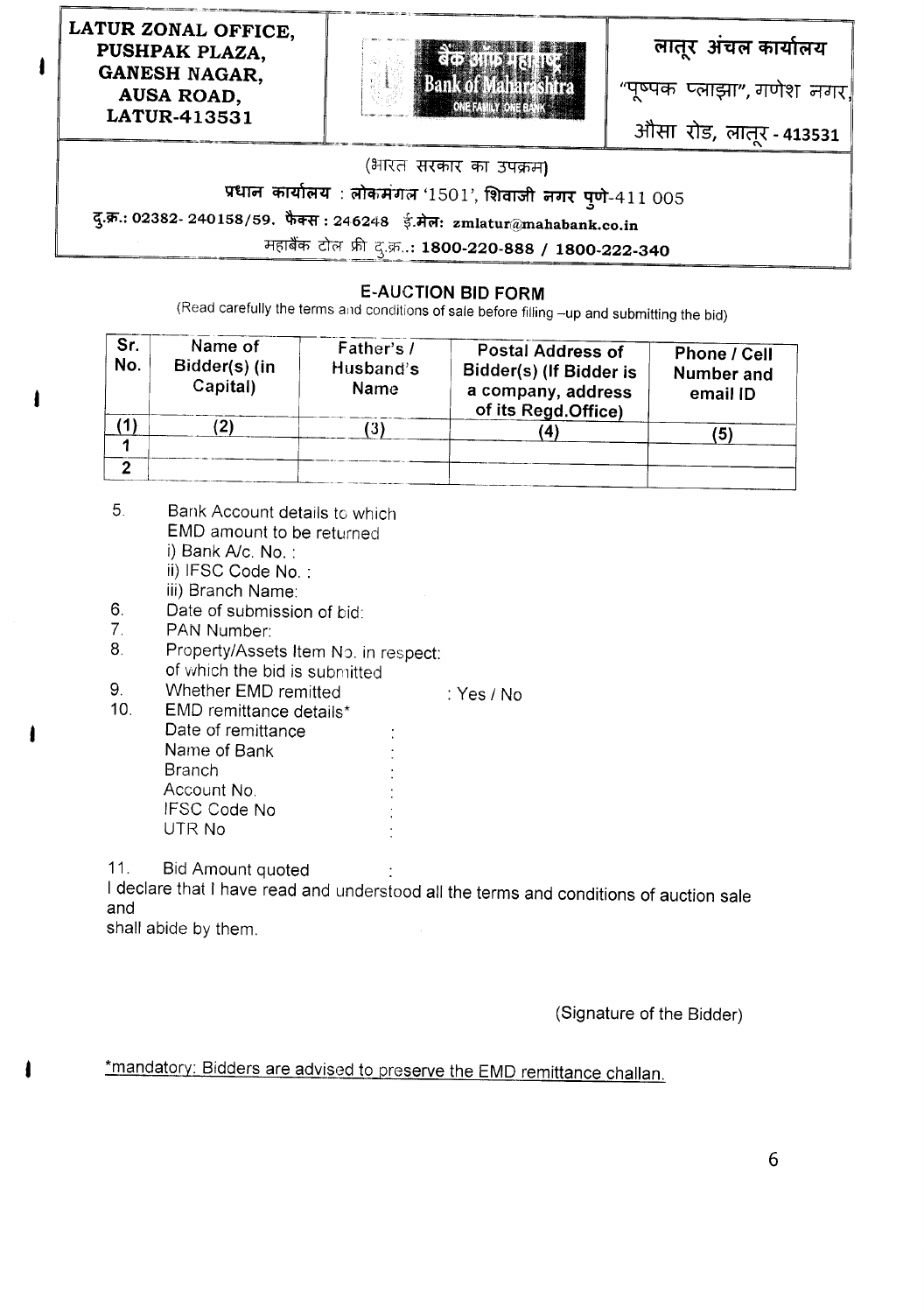| LATUR ZONAL OFFICE, PUSHPAK PLAZA, GANESH NAGAR, AUSA ROAD, LATUR-413531 | बैंक ऑफ महाराष्ट्र Bank of Maharashtra ONE FAMILY ONE BANK | लातूर अंचल कार्यालय "पूष्पक प्लाझा", गणेश नगर, औसा रोड, लातूर - 413531 |
|---|---|---|

(भारत सरकार का उपक्रम)

**प्रधान कार्यालय : लोकमंगल '1501', शिवाजी नगर पुणे-411 005**

**दु.क्र.: 02382- 240158/59. फैक्स : 246248 ई.मेल: zmlatur@mahabank.co.in**

महाबैंक टोल फ्री दु.क्र..: **1800-220-888 / 1800-222-340**

## E-AUCTION BID FORM

(Read carefully the terms and conditions of sale before filling –up and submitting the bid)

| Sr. No. | Name of Bidder(s) (in Capital) | Father's / Husband's Name | Postal Address of Bidder(s) (If Bidder is a company, address of its Regd.Office) | Phone / Cell Number and email ID |
|---|---|---|---|---|
| (1) | (2) | (3) | (4) | (5) |
| 1 | | | | |
| 2 | | | | |

5. Bank Account details to which EMD amount to be returned
   i) Bank A/c. No. :
   ii) IFSC Code No. :
   iii) Branch Name:
6. Date of submission of bid:
7. PAN Number:
8. Property/Assets Item No. in respect: of which the bid is submitted
9. Whether EMD remitted : Yes / No
10. EMD remittance details*
    Date of remittance :
    Name of Bank :
    Branch :
    Account No. :
    IFSC Code No :
    UTR No :
11. Bid Amount quoted :

I declare that I have read and understood all the terms and conditions of auction sale and
shall abide by them.

(Signature of the Bidder)

*mandatory: Bidders are advised to preserve the EMD remittance challan.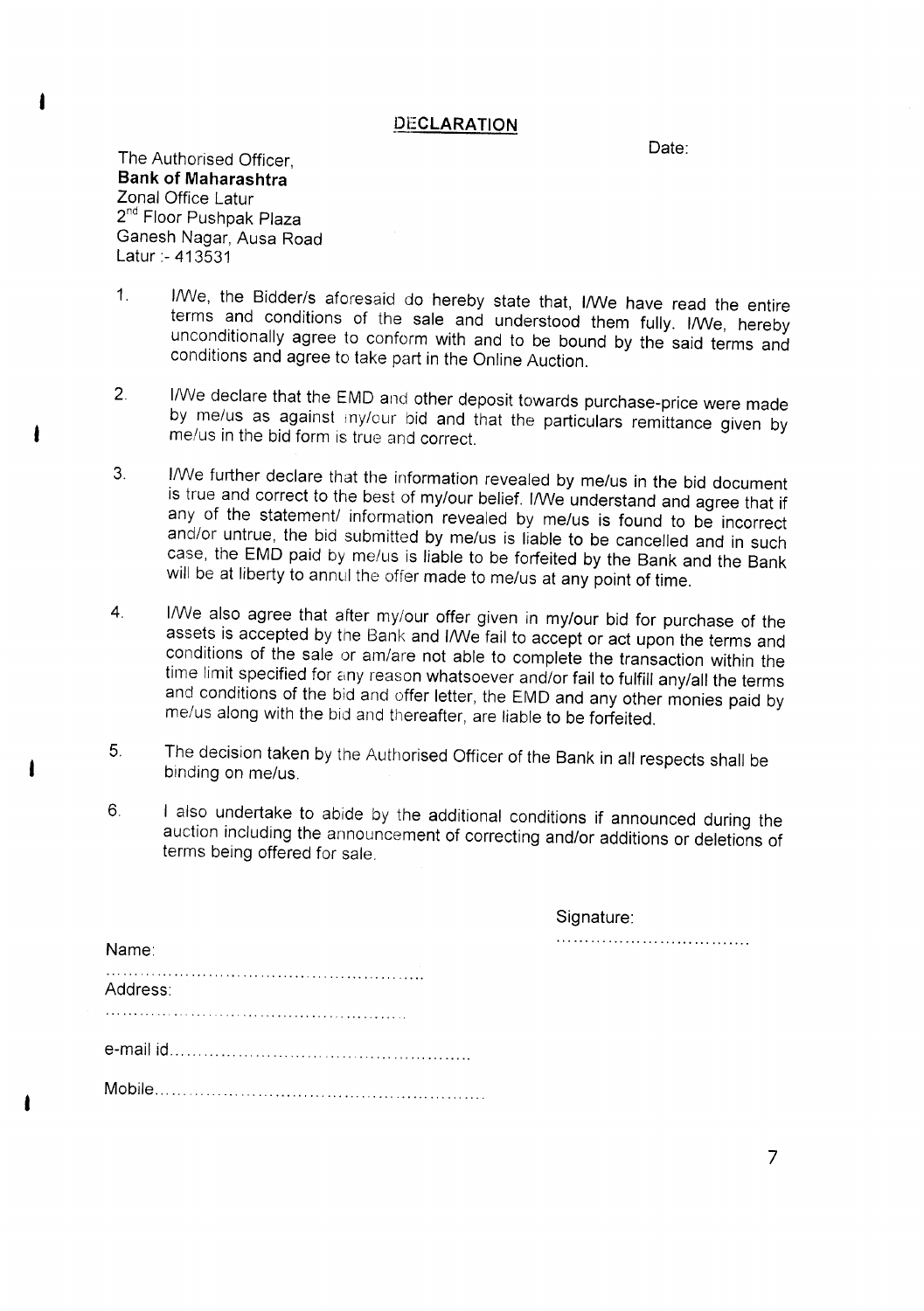## DECLARATION

Date:

The Authorised Officer,
**Bank of Maharashtra**
Zonal Office Latur
2nd Floor Pushpak Plaza
Ganesh Nagar, Ausa Road
Latur :- 413531

1. I/We, the Bidder/s aforesaid do hereby state that, I/We have read the entire terms and conditions of the sale and understood them fully. I/We, hereby unconditionally agree to conform with and to be bound by the said terms and conditions and agree to take part in the Online Auction.

2. I/We declare that the EMD and other deposit towards purchase-price were made by me/us as against my/our bid and that the particulars remittance given by me/us in the bid form is true and correct.

3. I/We further declare that the information revealed by me/us in the bid document is true and correct to the best of my/our belief. I/We understand and agree that if any of the statement/ information revealed by me/us is found to be incorrect and/or untrue, the bid submitted by me/us is liable to be cancelled and in such case, the EMD paid by me/us is liable to be forfeited by the Bank and the Bank will be at liberty to annul the offer made to me/us at any point of time.

4. I/We also agree that after my/our offer given in my/our bid for purchase of the assets is accepted by the Bank and I/We fail to accept or act upon the terms and conditions of the sale or am/are not able to complete the transaction within the time limit specified for any reason whatsoever and/or fail to fulfill any/all the terms and conditions of the bid and offer letter, the EMD and any other monies paid by me/us along with the bid and thereafter, are liable to be forfeited.

5. The decision taken by the Authorised Officer of the Bank in all respects shall be binding on me/us.

6. I also undertake to abide by the additional conditions if announced during the auction including the announcement of correcting and/or additions or deletions of terms being offered for sale.

Signature:
..................................

Name:
.......................................................

Address:
.......................................................

e-mail id.......................................................

Mobile.......................................................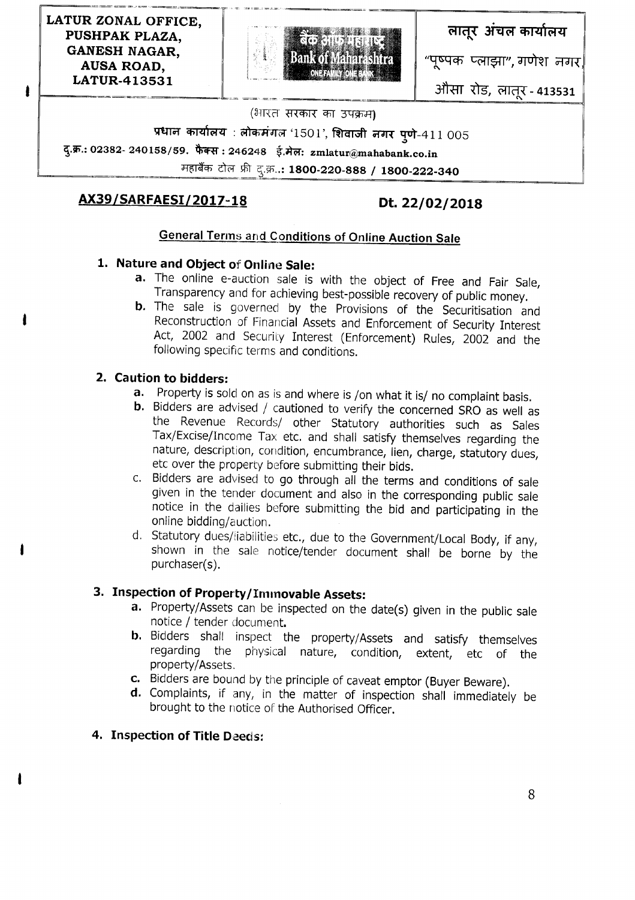| LATUR ZONAL OFFICE, PUSHPAK PLAZA, GANESH NAGAR, AUSA ROAD, LATUR-413531 | बैंक ऑफ महाराष्ट्र Bank of Maharashtra ONE FAMILY ONE BANK | लातूर अंचल कार्यालय "पुष्पक प्लाझा", गणेश नगर, औसा रोड, लातूर - 413531 |
| --- | --- | --- |

(भारत सरकार का उपक्रम)

**प्रधान कार्यालय** : लोकमंगल '1501', **शिवाजी नगर पुणे**-411 005

**दु.क्र.: 02382- 240158/59. फैक्स : 246248 ई.मेल: zmlatur@mahabank.co.in**

महाबैंक टोल फ्री दु.क्र..: **1800-220-888 / 1800-222-340**

**AX39/SARFAESI/2017-18** **Dt. 22/02/2018**

## General Terms and Conditions of Online Auction Sale

### 1. Nature and Object of Online Sale:

a. The online e-auction sale is with the object of Free and Fair Sale, Transparency and for achieving best-possible recovery of public money.

b. The sale is governed by the Provisions of the Securitisation and Reconstruction of Financial Assets and Enforcement of Security Interest Act, 2002 and Security Interest (Enforcement) Rules, 2002 and the following specific terms and conditions.

### 2. Caution to bidders:

a. Property is sold on as is and where is /on what it is/ no complaint basis.

b. Bidders are advised / cautioned to verify the concerned SRO as well as the Revenue Records/ other Statutory authorities such as Sales Tax/Excise/Income Tax etc. and shall satisfy themselves regarding the nature, description, condition, encumbrance, lien, charge, statutory dues, etc over the property before submitting their bids.

c. Bidders are advised to go through all the terms and conditions of sale given in the tender document and also in the corresponding public sale notice in the dailies before submitting the bid and participating in the online bidding/auction.

d. Statutory dues/liabilities etc., due to the Government/Local Body, if any, shown in the sale notice/tender document shall be borne by the purchaser(s).

### 3. Inspection of Property/Immovable Assets:

a. Property/Assets can be inspected on the date(s) given in the public sale notice / tender document.

b. Bidders shall inspect the property/Assets and satisfy themselves regarding the physical nature, condition, extent, etc of the property/Assets.

c. Bidders are bound by the principle of caveat emptor (Buyer Beware).

d. Complaints, if any, in the matter of inspection shall immediately be brought to the notice of the Authorised Officer.

### 4. Inspection of Title Deeds: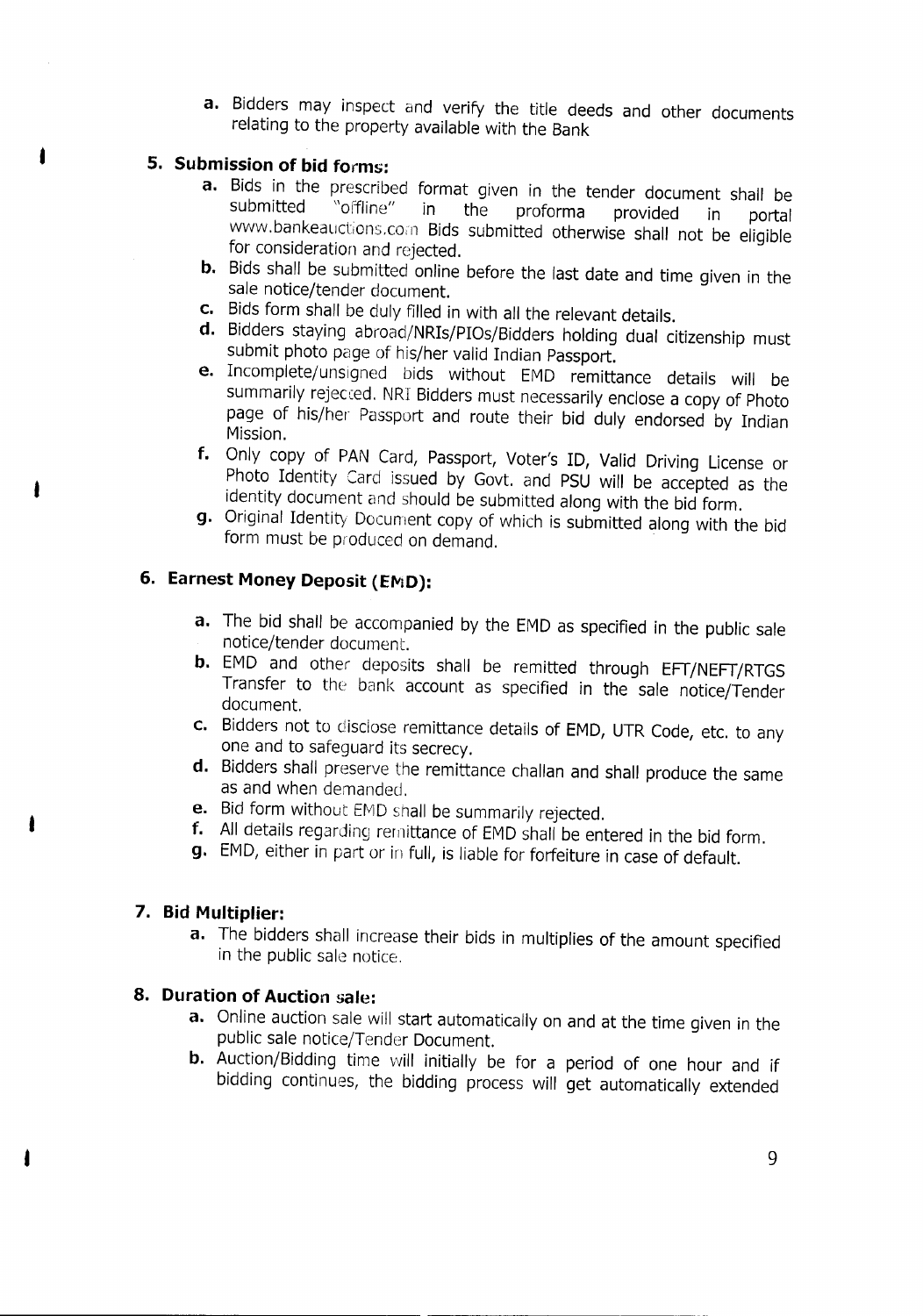a. Bidders may inspect and verify the title deeds and other documents relating to the property available with the Bank

**5. Submission of bid forms:**

a. Bids in the prescribed format given in the tender document shall be submitted "offline" in the proforma provided in portal www.bankeauctions.com Bids submitted otherwise shall not be eligible for consideration and rejected.

b. Bids shall be submitted online before the last date and time given in the sale notice/tender document.

c. Bids form shall be duly filled in with all the relevant details.

d. Bidders staying abroad/NRIs/PIOs/Bidders holding dual citizenship must submit photo page of his/her valid Indian Passport.

e. Incomplete/unsigned bids without EMD remittance details will be summarily rejected. NRI Bidders must necessarily enclose a copy of Photo page of his/her Passport and route their bid duly endorsed by Indian Mission.

f. Only copy of PAN Card, Passport, Voter's ID, Valid Driving License or Photo Identity Card issued by Govt. and PSU will be accepted as the identity document and should be submitted along with the bid form.

g. Original Identity Document copy of which is submitted along with the bid form must be produced on demand.

**6. Earnest Money Deposit (EMD):**

a. The bid shall be accompanied by the EMD as specified in the public sale notice/tender document.

b. EMD and other deposits shall be remitted through EFT/NEFT/RTGS Transfer to the bank account as specified in the sale notice/Tender document.

c. Bidders not to disclose remittance details of EMD, UTR Code, etc. to any one and to safeguard its secrecy.

d. Bidders shall preserve the remittance challan and shall produce the same as and when demanded.

e. Bid form without EMD shall be summarily rejected.

f. All details regarding remittance of EMD shall be entered in the bid form.

g. EMD, either in part or in full, is liable for forfeiture in case of default.

**7. Bid Multiplier:**

a. The bidders shall increase their bids in multiplies of the amount specified in the public sale notice.

**8. Duration of Auction sale:**

a. Online auction sale will start automatically on and at the time given in the public sale notice/Tender Document.

b. Auction/Bidding time will initially be for a period of one hour and if bidding continues, the bidding process will get automatically extended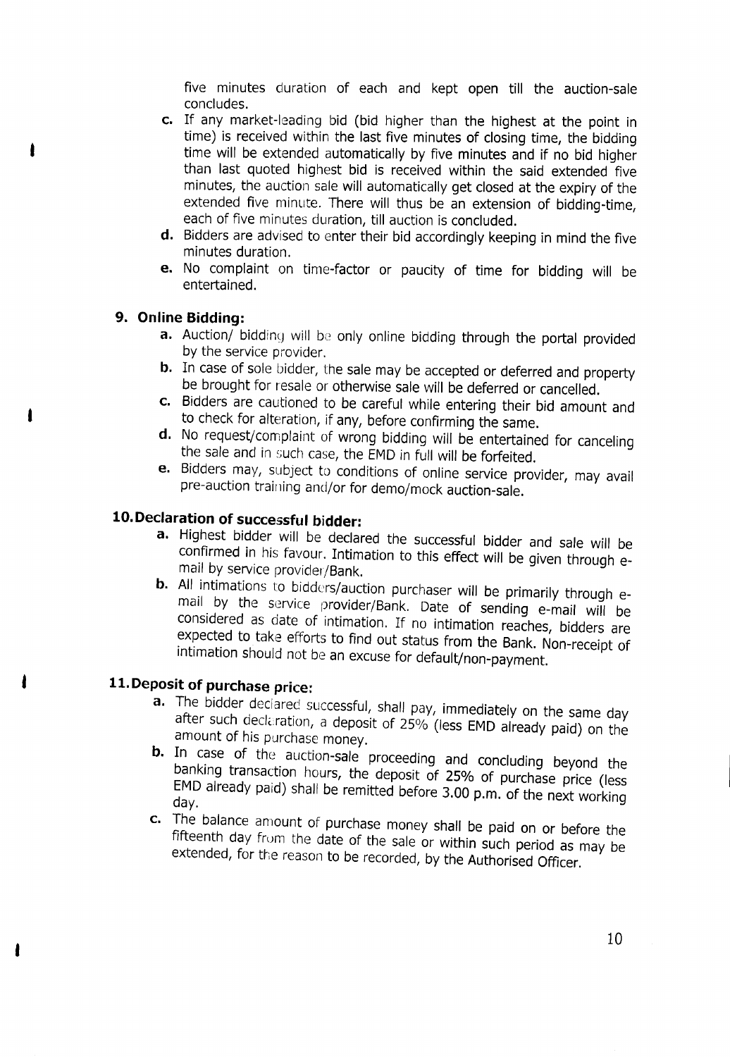five minutes duration of each and kept open till the auction-sale concludes.

c. If any market-leading bid (bid higher than the highest at the point in time) is received within the last five minutes of closing time, the bidding time will be extended automatically by five minutes and if no bid higher than last quoted highest bid is received within the said extended five minutes, the auction sale will automatically get closed at the expiry of the extended five minute. There will thus be an extension of bidding-time, each of five minutes duration, till auction is concluded.

d. Bidders are advised to enter their bid accordingly keeping in mind the five minutes duration.

e. No complaint on time-factor or paucity of time for bidding will be entertained.

## 9. Online Bidding:

a. Auction/ bidding will be only online bidding through the portal provided by the service provider.

b. In case of sole bidder, the sale may be accepted or deferred and property be brought for resale or otherwise sale will be deferred or cancelled.

c. Bidders are cautioned to be careful while entering their bid amount and to check for alteration, if any, before confirming the same.

d. No request/complaint of wrong bidding will be entertained for canceling the sale and in such case, the EMD in full will be forfeited.

e. Bidders may, subject to conditions of online service provider, may avail pre-auction training and/or for demo/mock auction-sale.

## 10. Declaration of successful bidder:

a. Highest bidder will be declared the successful bidder and sale will be confirmed in his favour. Intimation to this effect will be given through e-mail by service provider/Bank.

b. All intimations to bidders/auction purchaser will be primarily through e-mail by the service provider/Bank. Date of sending e-mail will be considered as date of intimation. If no intimation reaches, bidders are expected to take efforts to find out status from the Bank. Non-receipt of intimation should not be an excuse for default/non-payment.

## 11. Deposit of purchase price:

a. The bidder declared successful, shall pay, immediately on the same day after such declaration, a deposit of 25% (less EMD already paid) on the amount of his purchase money.

b. In case of the auction-sale proceeding and concluding beyond the banking transaction hours, the deposit of 25% of purchase price (less EMD already paid) shall be remitted before 3.00 p.m. of the next working day.

c. The balance amount of purchase money shall be paid on or before the fifteenth day from the date of the sale or within such period as may be extended, for the reason to be recorded, by the Authorised Officer.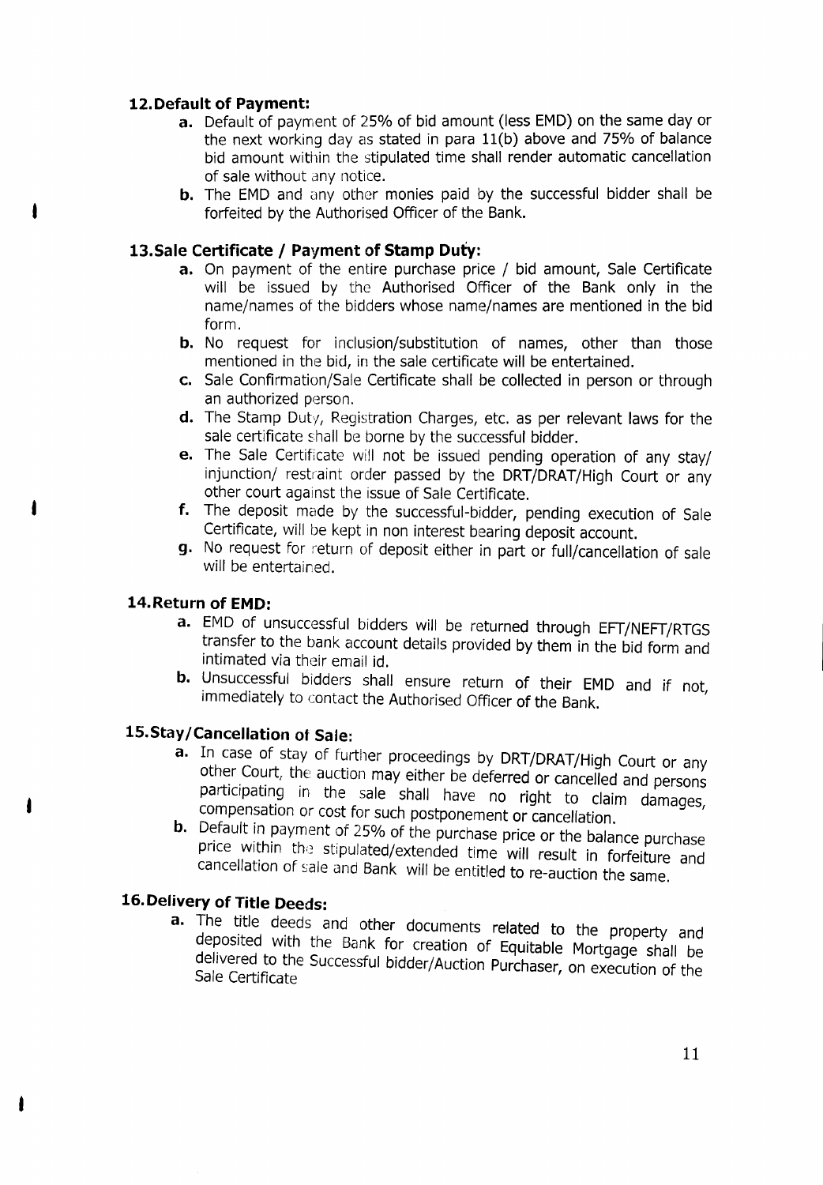### 12. Default of Payment:

a. Default of payment of 25% of bid amount (less EMD) on the same day or the next working day as stated in para 11(b) above and 75% of balance bid amount within the stipulated time shall render automatic cancellation of sale without any notice.

b. The EMD and any other monies paid by the successful bidder shall be forfeited by the Authorised Officer of the Bank.

### 13. Sale Certificate / Payment of Stamp Duty:

a. On payment of the entire purchase price / bid amount, Sale Certificate will be issued by the Authorised Officer of the Bank only in the name/names of the bidders whose name/names are mentioned in the bid form.

b. No request for inclusion/substitution of names, other than those mentioned in the bid, in the sale certificate will be entertained.

c. Sale Confirmation/Sale Certificate shall be collected in person or through an authorized person.

d. The Stamp Duty, Registration Charges, etc. as per relevant laws for the sale certificate shall be borne by the successful bidder.

e. The Sale Certificate will not be issued pending operation of any stay/ injunction/ restraint order passed by the DRT/DRAT/High Court or any other court against the issue of Sale Certificate.

f. The deposit made by the successful-bidder, pending execution of Sale Certificate, will be kept in non interest bearing deposit account.

g. No request for return of deposit either in part or full/cancellation of sale will be entertained.

### 14. Return of EMD:

a. EMD of unsuccessful bidders will be returned through EFT/NEFT/RTGS transfer to the bank account details provided by them in the bid form and intimated via their email id.

b. Unsuccessful bidders shall ensure return of their EMD and if not, immediately to contact the Authorised Officer of the Bank.

### 15. Stay/Cancellation of Sale:

a. In case of stay of further proceedings by DRT/DRAT/High Court or any other Court, the auction may either be deferred or cancelled and persons participating in the sale shall have no right to claim damages, compensation or cost for such postponement or cancellation.

b. Default in payment of 25% of the purchase price or the balance purchase price within the stipulated/extended time will result in forfeiture and cancellation of sale and Bank will be entitled to re-auction the same.

### 16. Delivery of Title Deeds:

a. The title deeds and other documents related to the property and deposited with the Bank for creation of Equitable Mortgage shall be delivered to the Successful bidder/Auction Purchaser, on execution of the Sale Certificate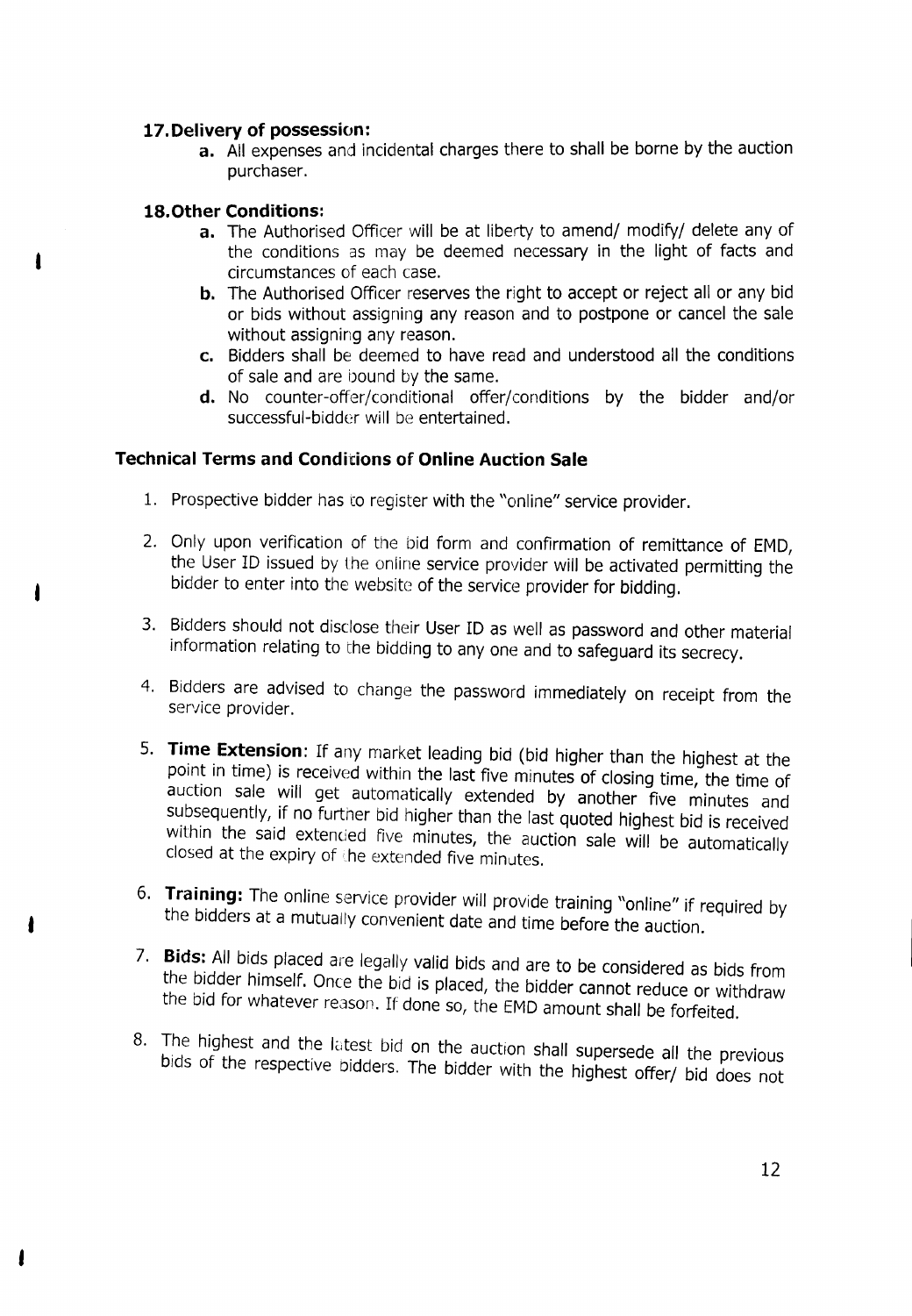**17. Delivery of possession:**

a. All expenses and incidental charges there to shall be borne by the auction purchaser.

**18. Other Conditions:**

a. The Authorised Officer will be at liberty to amend/ modify/ delete any of the conditions as may be deemed necessary in the light of facts and circumstances of each case.

b. The Authorised Officer reserves the right to accept or reject all or any bid or bids without assigning any reason and to postpone or cancel the sale without assigning any reason.

c. Bidders shall be deemed to have read and understood all the conditions of sale and are bound by the same.

d. No counter-offer/conditional offer/conditions by the bidder and/or successful-bidder will be entertained.

## Technical Terms and Conditions of Online Auction Sale

1. Prospective bidder has to register with the "online" service provider.

2. Only upon verification of the bid form and confirmation of remittance of EMD, the User ID issued by the online service provider will be activated permitting the bidder to enter into the website of the service provider for bidding.

3. Bidders should not disclose their User ID as well as password and other material information relating to the bidding to any one and to safeguard its secrecy.

4. Bidders are advised to change the password immediately on receipt from the service provider.

5. **Time Extension**: If any market leading bid (bid higher than the highest at the point in time) is received within the last five minutes of closing time, the time of auction sale will get automatically extended by another five minutes and subsequently, if no further bid higher than the last quoted highest bid is received within the said extended five minutes, the auction sale will be automatically closed at the expiry of the extended five minutes.

6. **Training:** The online service provider will provide training "online" if required by the bidders at a mutually convenient date and time before the auction.

7. **Bids:** All bids placed are legally valid bids and are to be considered as bids from the bidder himself. Once the bid is placed, the bidder cannot reduce or withdraw the bid for whatever reason. If done so, the EMD amount shall be forfeited.

8. The highest and the latest bid on the auction shall supersede all the previous bids of the respective bidders. The bidder with the highest offer/ bid does not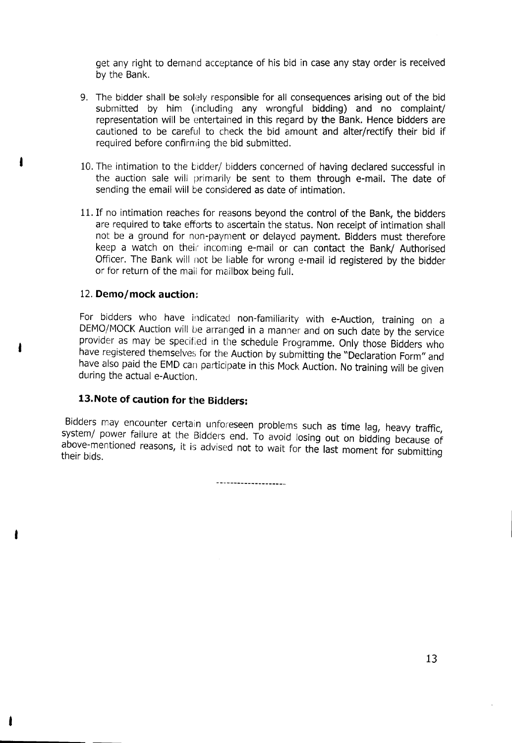get any right to demand acceptance of his bid in case any stay order is received by the Bank.

9. The bidder shall be solely responsible for all consequences arising out of the bid submitted by him (including any wrongful bidding) and no complaint/ representation will be entertained in this regard by the Bank. Hence bidders are cautioned to be careful to check the bid amount and alter/rectify their bid if required before confirming the bid submitted.

10. The intimation to the bidder/ bidders concerned of having declared successful in the auction sale will primarily be sent to them through e-mail. The date of sending the email will be considered as date of intimation.

11. If no intimation reaches for reasons beyond the control of the Bank, the bidders are required to take efforts to ascertain the status. Non receipt of intimation shall not be a ground for non-payment or delayed payment. Bidders must therefore keep a watch on their incoming e-mail or can contact the Bank/ Authorised Officer. The Bank will not be liable for wrong e-mail id registered by the bidder or for return of the mail for mailbox being full.

12. **Demo/mock auction:**

For bidders who have indicated non-familiarity with e-Auction, training on a DEMO/MOCK Auction will be arranged in a manner and on such date by the service provider as may be specified in the schedule Programme. Only those Bidders who have registered themselves for the Auction by submitting the "Declaration Form" and have also paid the EMD can participate in this Mock Auction. No training will be given during the actual e-Auction.

**13. Note of caution for the Bidders:**

Bidders may encounter certain unforeseen problems such as time lag, heavy traffic, system/ power failure at the Bidders end. To avoid losing out on bidding because of above-mentioned reasons, it is advised not to wait for the last moment for submitting their bids.

--------------------